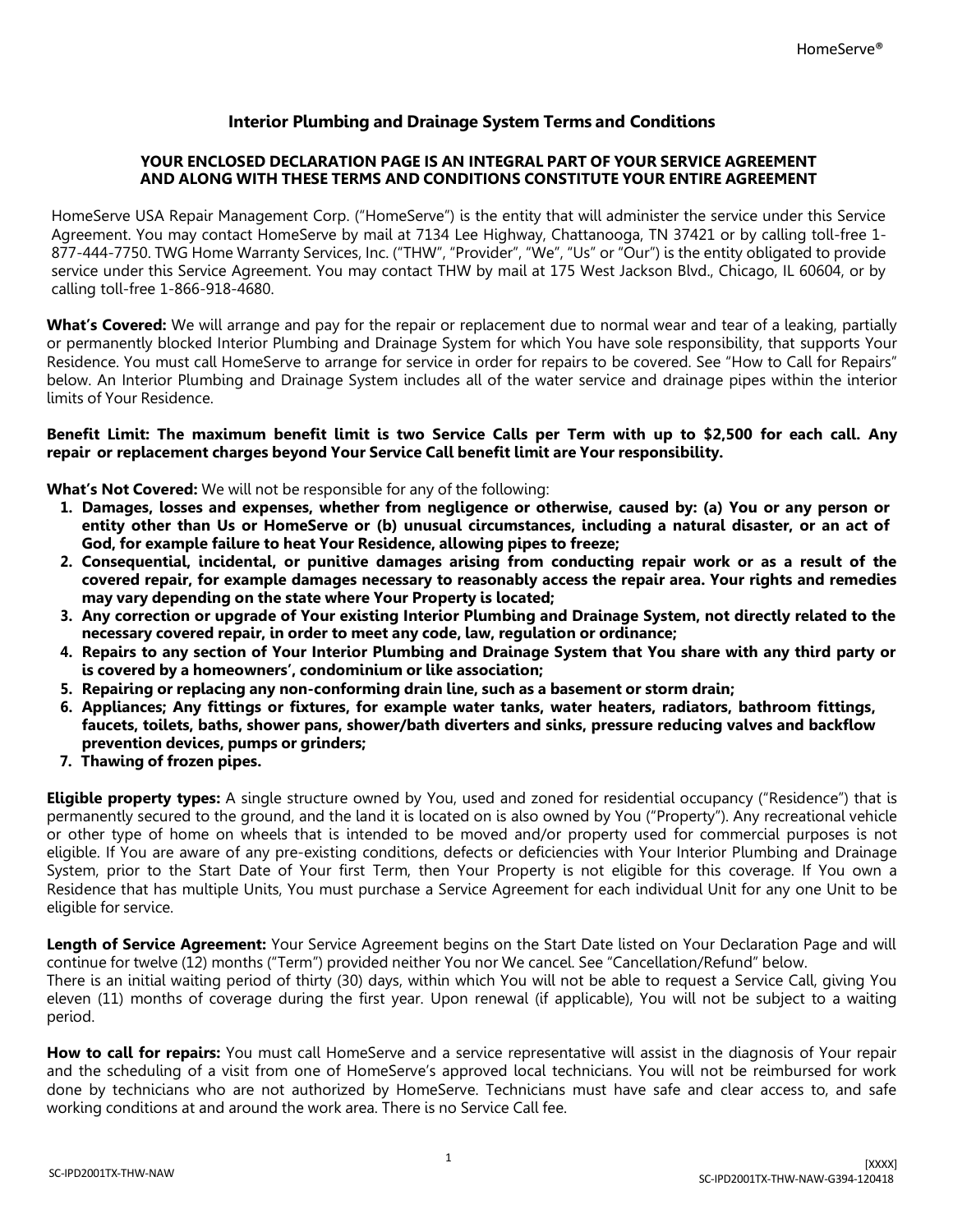# Interior Plumbing and Drainage System Terms and Conditions

**YOUR ENCLOSED DECLARATION PAGE IS AN INTEGRAL PART OF YOUR SERVICE AGREEMENT AND ALONG WITH THESE TERMS AND CONDITIONS CONSTITUTE YOUR ENTIRE AGREEMENT**

HomeServe USA Repair Management Corp. ("HomeServe") is the entity that will administer the service under this Service Agreement. You may contact HomeServe by mail at 7134 Lee Highway, Chattanooga, TN 37421 or by calling toll-free 1-877-444-7750. TWG Home Warranty Services, Inc. ("THW", "Provider", "We", "Us" or "Our") is the entity obligated to provide service under this Service Agreement. You may contact THW by mail at 175 West Jackson Blvd., Chicago, IL 60604, or by calling toll-free 1-866-918-4680.

**What's Covered:** We will arrange and pay for the repair or replacement due to normal wear and tear of a leaking, partially or permanently blocked Interior Plumbing and Drainage System for which You have sole responsibility, that supports Your Residence. You must call HomeServe to arrange for service in order for repairs to be covered. See "How to Call for Repairs" below. An Interior Plumbing and Drainage System includes all of the water service and drainage pipes within the interior limits of Your Residence.

**Benefit Limit: The maximum benefit limit is two Service Calls per Term with up to $2,500 for each call. Any repair or replacement charges beyond Your Service Call benefit limit are Your responsibility.**

**What's Not Covered:** We will not be responsible for any of the following:

1. **Damages, losses and expenses, whether from negligence or otherwise, caused by: (a) You or any person or entity other than Us or HomeServe or (b) unusual circumstances, including a natural disaster, or an act of God, for example failure to heat Your Residence, allowing pipes to freeze;**
2. **Consequential, incidental, or punitive damages arising from conducting repair work or as a result of the covered repair, for example damages necessary to reasonably access the repair area. Your rights and remedies may vary depending on the state where Your Property is located;**
3. **Any correction or upgrade of Your existing Interior Plumbing and Drainage System, not directly related to the necessary covered repair, in order to meet any code, law, regulation or ordinance;**
4. **Repairs to any section of Your Interior Plumbing and Drainage System that You share with any third party or is covered by a homeowners', condominium or like association;**
5. **Repairing or replacing any non-conforming drain line, such as a basement or storm drain;**
6. **Appliances; Any fittings or fixtures, for example water tanks, water heaters, radiators, bathroom fittings, faucets, toilets, baths, shower pans, shower/bath diverters and sinks, pressure reducing valves and backflow prevention devices, pumps or grinders;**
7. **Thawing of frozen pipes.**

**Eligible property types:** A single structure owned by You, used and zoned for residential occupancy ("Residence") that is permanently secured to the ground, and the land it is located on is also owned by You ("Property"). Any recreational vehicle or other type of home on wheels that is intended to be moved and/or property used for commercial purposes is not eligible. If You are aware of any pre-existing conditions, defects or deficiencies with Your Interior Plumbing and Drainage System, prior to the Start Date of Your first Term, then Your Property is not eligible for this coverage. If You own a Residence that has multiple Units, You must purchase a Service Agreement for each individual Unit for any one Unit to be eligible for service.

**Length of Service Agreement:** Your Service Agreement begins on the Start Date listed on Your Declaration Page and will continue for twelve (12) months ("Term") provided neither You nor We cancel. See "Cancellation/Refund" below.
There is an initial waiting period of thirty (30) days, within which You will not be able to request a Service Call, giving You eleven (11) months of coverage during the first year. Upon renewal (if applicable), You will not be subject to a waiting period.

**How to call for repairs:** You must call HomeServe and a service representative will assist in the diagnosis of Your repair and the scheduling of a visit from one of HomeServe's approved local technicians. You will not be reimbursed for work done by technicians who are not authorized by HomeServe. Technicians must have safe and clear access to, and safe working conditions at and around the work area. There is no Service Call fee.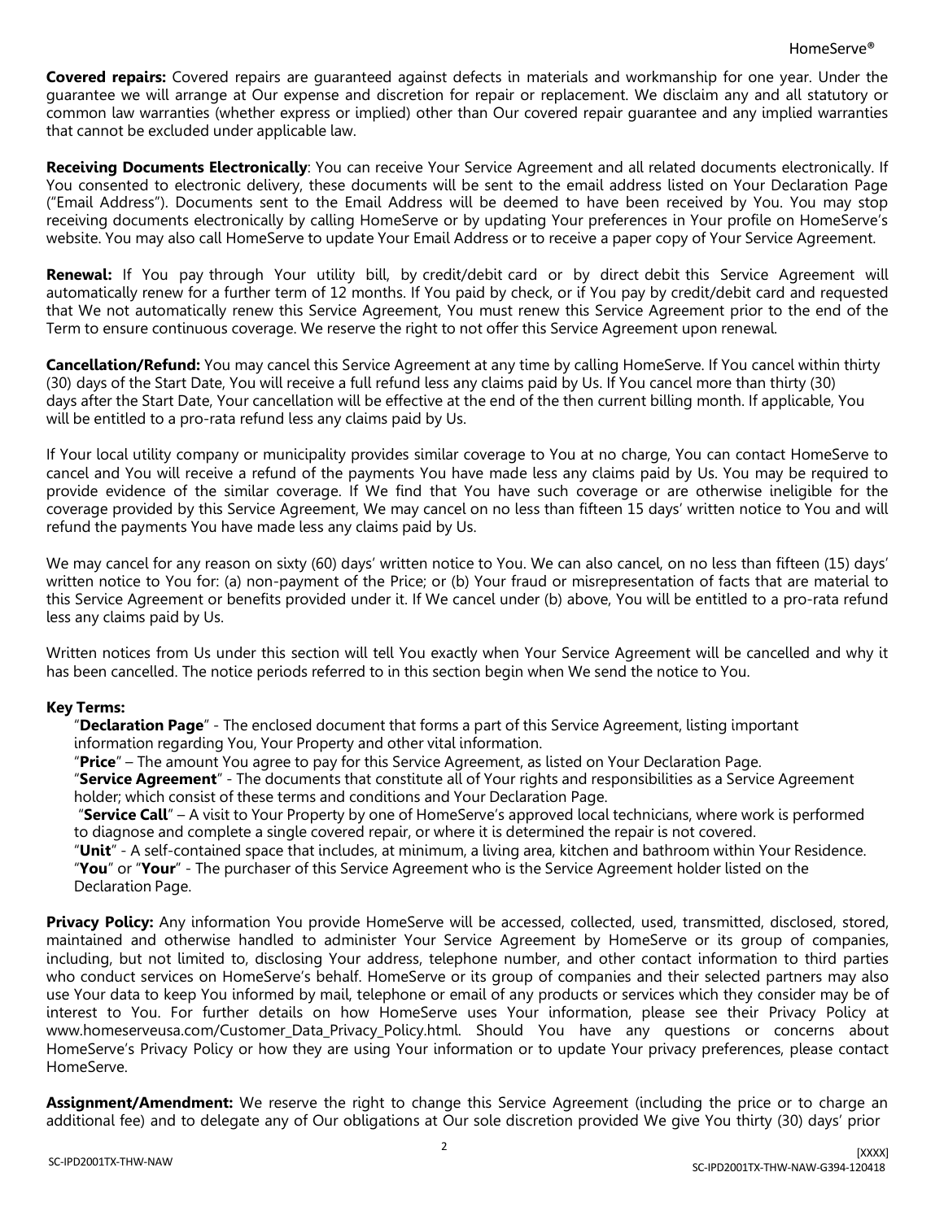**Covered repairs:** Covered repairs are guaranteed against defects in materials and workmanship for one year. Under the guarantee we will arrange at Our expense and discretion for repair or replacement. We disclaim any and all statutory or common law warranties (whether express or implied) other than Our covered repair guarantee and any implied warranties that cannot be excluded under applicable law.

**Receiving Documents Electronically**: You can receive Your Service Agreement and all related documents electronically. If You consented to electronic delivery, these documents will be sent to the email address listed on Your Declaration Page ("Email Address"). Documents sent to the Email Address will be deemed to have been received by You. You may stop receiving documents electronically by calling HomeServe or by updating Your preferences in Your profile on HomeServe's website. You may also call HomeServe to update Your Email Address or to receive a paper copy of Your Service Agreement.

**Renewal:** If You pay through Your utility bill, by credit/debit card or by direct debit this Service Agreement will automatically renew for a further term of 12 months. If You paid by check, or if You pay by credit/debit card and requested that We not automatically renew this Service Agreement, You must renew this Service Agreement prior to the end of the Term to ensure continuous coverage. We reserve the right to not offer this Service Agreement upon renewal.

**Cancellation/Refund:** You may cancel this Service Agreement at any time by calling HomeServe. If You cancel within thirty (30) days of the Start Date, You will receive a full refund less any claims paid by Us. If You cancel more than thirty (30) days after the Start Date, Your cancellation will be effective at the end of the then current billing month. If applicable, You will be entitled to a pro-rata refund less any claims paid by Us.

If Your local utility company or municipality provides similar coverage to You at no charge, You can contact HomeServe to cancel and You will receive a refund of the payments You have made less any claims paid by Us. You may be required to provide evidence of the similar coverage. If We find that You have such coverage or are otherwise ineligible for the coverage provided by this Service Agreement, We may cancel on no less than fifteen 15 days' written notice to You and will refund the payments You have made less any claims paid by Us.

We may cancel for any reason on sixty (60) days' written notice to You. We can also cancel, on no less than fifteen (15) days' written notice to You for: (a) non-payment of the Price; or (b) Your fraud or misrepresentation of facts that are material to this Service Agreement or benefits provided under it. If We cancel under (b) above, You will be entitled to a pro-rata refund less any claims paid by Us.

Written notices from Us under this section will tell You exactly when Your Service Agreement will be cancelled and why it has been cancelled. The notice periods referred to in this section begin when We send the notice to You.

**Key Terms:**

"**Declaration Page**" - The enclosed document that forms a part of this Service Agreement, listing important information regarding You, Your Property and other vital information.

"**Price**" – The amount You agree to pay for this Service Agreement, as listed on Your Declaration Page.

"**Service Agreement**" - The documents that constitute all of Your rights and responsibilities as a Service Agreement holder; which consist of these terms and conditions and Your Declaration Page.

"**Service Call**" – A visit to Your Property by one of HomeServe's approved local technicians, where work is performed to diagnose and complete a single covered repair, or where it is determined the repair is not covered.

"**Unit**" - A self-contained space that includes, at minimum, a living area, kitchen and bathroom within Your Residence.

"**You**" or "**Your**" - The purchaser of this Service Agreement who is the Service Agreement holder listed on the Declaration Page.

**Privacy Policy:** Any information You provide HomeServe will be accessed, collected, used, transmitted, disclosed, stored, maintained and otherwise handled to administer Your Service Agreement by HomeServe or its group of companies, including, but not limited to, disclosing Your address, telephone number, and other contact information to third parties who conduct services on HomeServe's behalf. HomeServe or its group of companies and their selected partners may also use Your data to keep You informed by mail, telephone or email of any products or services which they consider may be of interest to You. For further details on how HomeServe uses Your information, please see their Privacy Policy at www.homeserveusa.com/Customer_Data_Privacy_Policy.html. Should You have any questions or concerns about HomeServe's Privacy Policy or how they are using Your information or to update Your privacy preferences, please contact HomeServe.

**Assignment/Amendment:** We reserve the right to change this Service Agreement (including the price or to charge an additional fee) and to delegate any of Our obligations at Our sole discretion provided We give You thirty (30) days' prior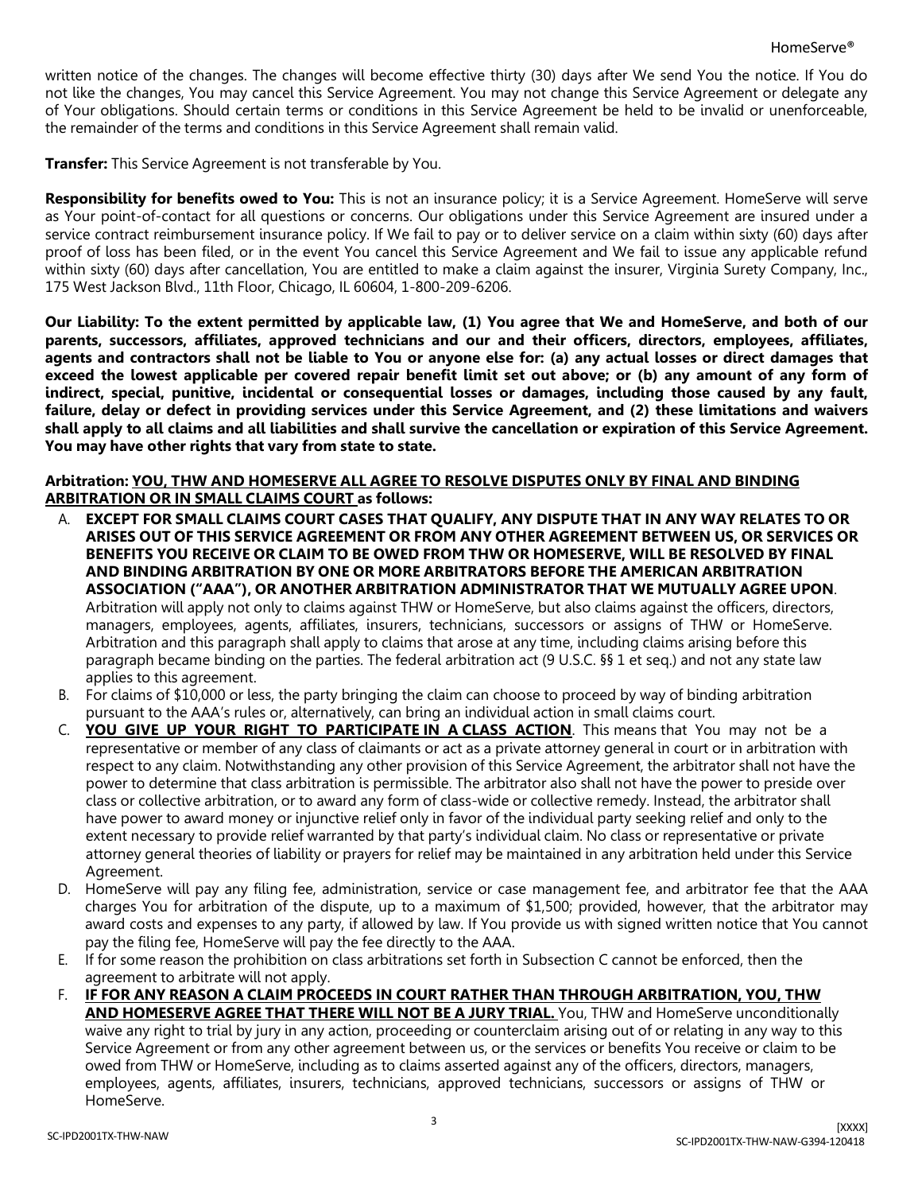written notice of the changes. The changes will become effective thirty (30) days after We send You the notice. If You do not like the changes, You may cancel this Service Agreement. You may not change this Service Agreement or delegate any of Your obligations. Should certain terms or conditions in this Service Agreement be held to be invalid or unenforceable, the remainder of the terms and conditions in this Service Agreement shall remain valid.

**Transfer:** This Service Agreement is not transferable by You.

**Responsibility for benefits owed to You:** This is not an insurance policy; it is a Service Agreement. HomeServe will serve as Your point-of-contact for all questions or concerns. Our obligations under this Service Agreement are insured under a service contract reimbursement insurance policy. If We fail to pay or to deliver service on a claim within sixty (60) days after proof of loss has been filed, or in the event You cancel this Service Agreement and We fail to issue any applicable refund within sixty (60) days after cancellation, You are entitled to make a claim against the insurer, Virginia Surety Company, Inc., 175 West Jackson Blvd., 11th Floor, Chicago, IL 60604, 1-800-209-6206.

**Our Liability: To the extent permitted by applicable law, (1) You agree that We and HomeServe, and both of our parents, successors, affiliates, approved technicians and our and their officers, directors, employees, affiliates, agents and contractors shall not be liable to You or anyone else for: (a) any actual losses or direct damages that exceed the lowest applicable per covered repair benefit limit set out above; or (b) any amount of any form of indirect, special, punitive, incidental or consequential losses or damages, including those caused by any fault, failure, delay or defect in providing services under this Service Agreement, and (2) these limitations and waivers shall apply to all claims and all liabilities and shall survive the cancellation or expiration of this Service Agreement. You may have other rights that vary from state to state.**

**Arbitration: <u>YOU, THW AND HOMESERVE ALL AGREE TO RESOLVE DISPUTES ONLY BY FINAL AND BINDING ARBITRATION OR IN SMALL CLAIMS COURT</u> as follows:**

A. **EXCEPT FOR SMALL CLAIMS COURT CASES THAT QUALIFY, ANY DISPUTE THAT IN ANY WAY RELATES TO OR ARISES OUT OF THIS SERVICE AGREEMENT OR FROM ANY OTHER AGREEMENT BETWEEN US, OR SERVICES OR BENEFITS YOU RECEIVE OR CLAIM TO BE OWED FROM THW OR HOMESERVE, WILL BE RESOLVED BY FINAL AND BINDING ARBITRATION BY ONE OR MORE ARBITRATORS BEFORE THE AMERICAN ARBITRATION ASSOCIATION ("AAA"), OR ANOTHER ARBITRATION ADMINISTRATOR THAT WE MUTUALLY AGREE UPON**. Arbitration will apply not only to claims against THW or HomeServe, but also claims against the officers, directors, managers, employees, agents, affiliates, insurers, technicians, successors or assigns of THW or HomeServe. Arbitration and this paragraph shall apply to claims that arose at any time, including claims arising before this paragraph became binding on the parties. The federal arbitration act (9 U.S.C. §§ 1 et seq.) and not any state law applies to this agreement.

B. For claims of $10,000 or less, the party bringing the claim can choose to proceed by way of binding arbitration pursuant to the AAA's rules or, alternatively, can bring an individual action in small claims court.

C. **<u>YOU GIVE UP YOUR RIGHT TO PARTICIPATE IN A CLASS ACTION</u>**. This means that You may not be a representative or member of any class of claimants or act as a private attorney general in court or in arbitration with respect to any claim. Notwithstanding any other provision of this Service Agreement, the arbitrator shall not have the power to determine that class arbitration is permissible. The arbitrator also shall not have the power to preside over class or collective arbitration, or to award any form of class-wide or collective remedy. Instead, the arbitrator shall have power to award money or injunctive relief only in favor of the individual party seeking relief and only to the extent necessary to provide relief warranted by that party's individual claim. No class or representative or private attorney general theories of liability or prayers for relief may be maintained in any arbitration held under this Service Agreement.

D. HomeServe will pay any filing fee, administration, service or case management fee, and arbitrator fee that the AAA charges You for arbitration of the dispute, up to a maximum of $1,500; provided, however, that the arbitrator may award costs and expenses to any party, if allowed by law. If You provide us with signed written notice that You cannot pay the filing fee, HomeServe will pay the fee directly to the AAA.

E. If for some reason the prohibition on class arbitrations set forth in Subsection C cannot be enforced, then the agreement to arbitrate will not apply.

F. **<u>IF FOR ANY REASON A CLAIM PROCEEDS IN COURT RATHER THAN THROUGH ARBITRATION, YOU, THW AND HOMESERVE AGREE THAT THERE WILL NOT BE A JURY TRIAL.</u>** You, THW and HomeServe unconditionally waive any right to trial by jury in any action, proceeding or counterclaim arising out of or relating in any way to this Service Agreement or from any other agreement between us, or the services or benefits You receive or claim to be owed from THW or HomeServe, including as to claims asserted against any of the officers, directors, managers, employees, agents, affiliates, insurers, technicians, approved technicians, successors or assigns of THW or HomeServe.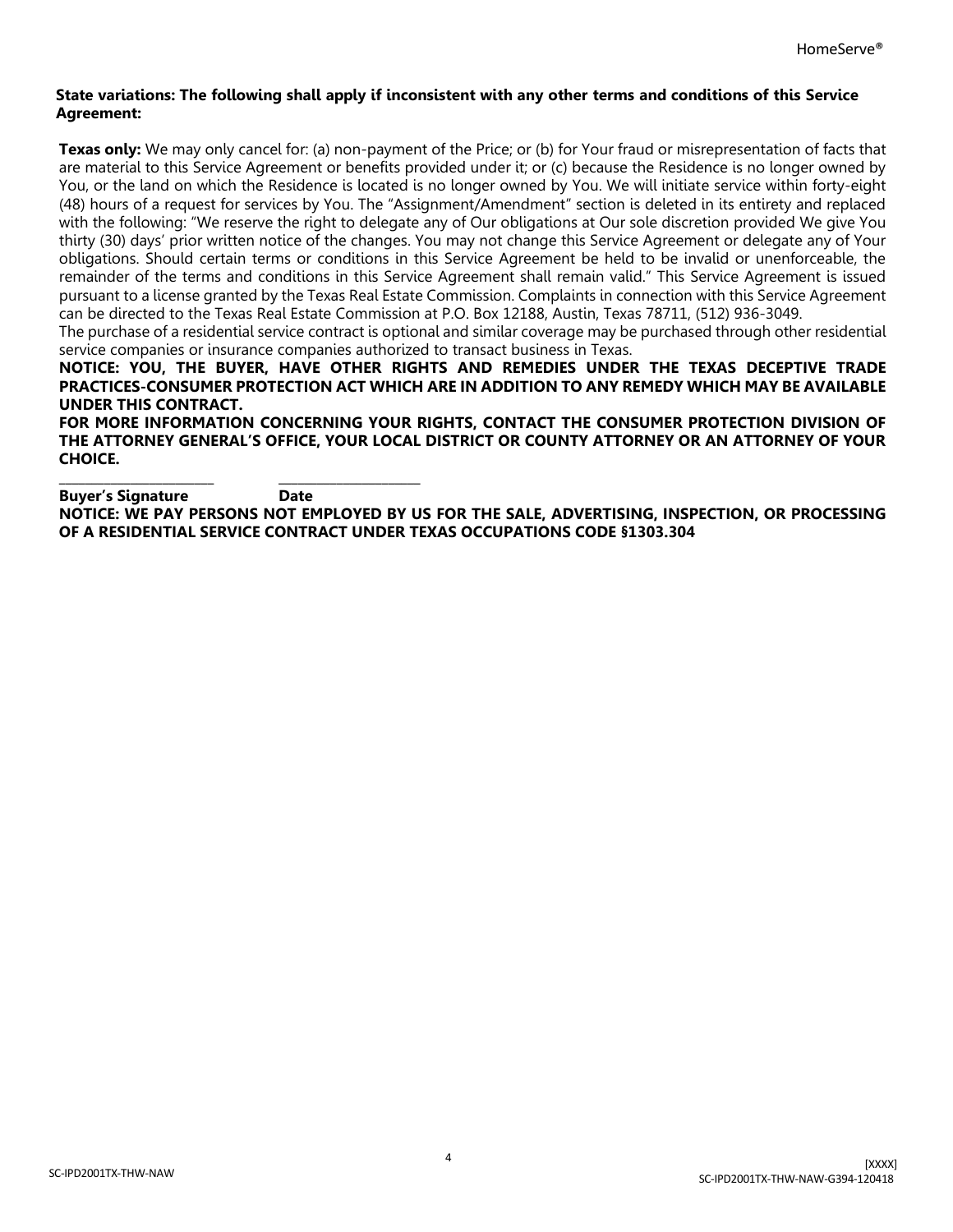**State variations: The following shall apply if inconsistent with any other terms and conditions of this Service Agreement:**

**Texas only:** We may only cancel for: (a) non-payment of the Price; or (b) for Your fraud or misrepresentation of facts that are material to this Service Agreement or benefits provided under it; or (c) because the Residence is no longer owned by You, or the land on which the Residence is located is no longer owned by You. We will initiate service within forty-eight (48) hours of a request for services by You. The "Assignment/Amendment" section is deleted in its entirety and replaced with the following: "We reserve the right to delegate any of Our obligations at Our sole discretion provided We give You thirty (30) days' prior written notice of the changes. You may not change this Service Agreement or delegate any of Your obligations. Should certain terms or conditions in this Service Agreement be held to be invalid or unenforceable, the remainder of the terms and conditions in this Service Agreement shall remain valid." This Service Agreement is issued pursuant to a license granted by the Texas Real Estate Commission. Complaints in connection with this Service Agreement can be directed to the Texas Real Estate Commission at P.O. Box 12188, Austin, Texas 78711, (512) 936-3049.

The purchase of a residential service contract is optional and similar coverage may be purchased through other residential service companies or insurance companies authorized to transact business in Texas.

**NOTICE: YOU, THE BUYER, HAVE OTHER RIGHTS AND REMEDIES UNDER THE TEXAS DECEPTIVE TRADE PRACTICES-CONSUMER PROTECTION ACT WHICH ARE IN ADDITION TO ANY REMEDY WHICH MAY BE AVAILABLE UNDER THIS CONTRACT.**

**FOR MORE INFORMATION CONCERNING YOUR RIGHTS, CONTACT THE CONSUMER PROTECTION DIVISION OF THE ATTORNEY GENERAL'S OFFICE, YOUR LOCAL DISTRICT OR COUNTY ATTORNEY OR AN ATTORNEY OF YOUR CHOICE.**

______________________ ______________________

**Buyer's Signature** **Date**

**NOTICE: WE PAY PERSONS NOT EMPLOYED BY US FOR THE SALE, ADVERTISING, INSPECTION, OR PROCESSING OF A RESIDENTIAL SERVICE CONTRACT UNDER TEXAS OCCUPATIONS CODE §1303.304**